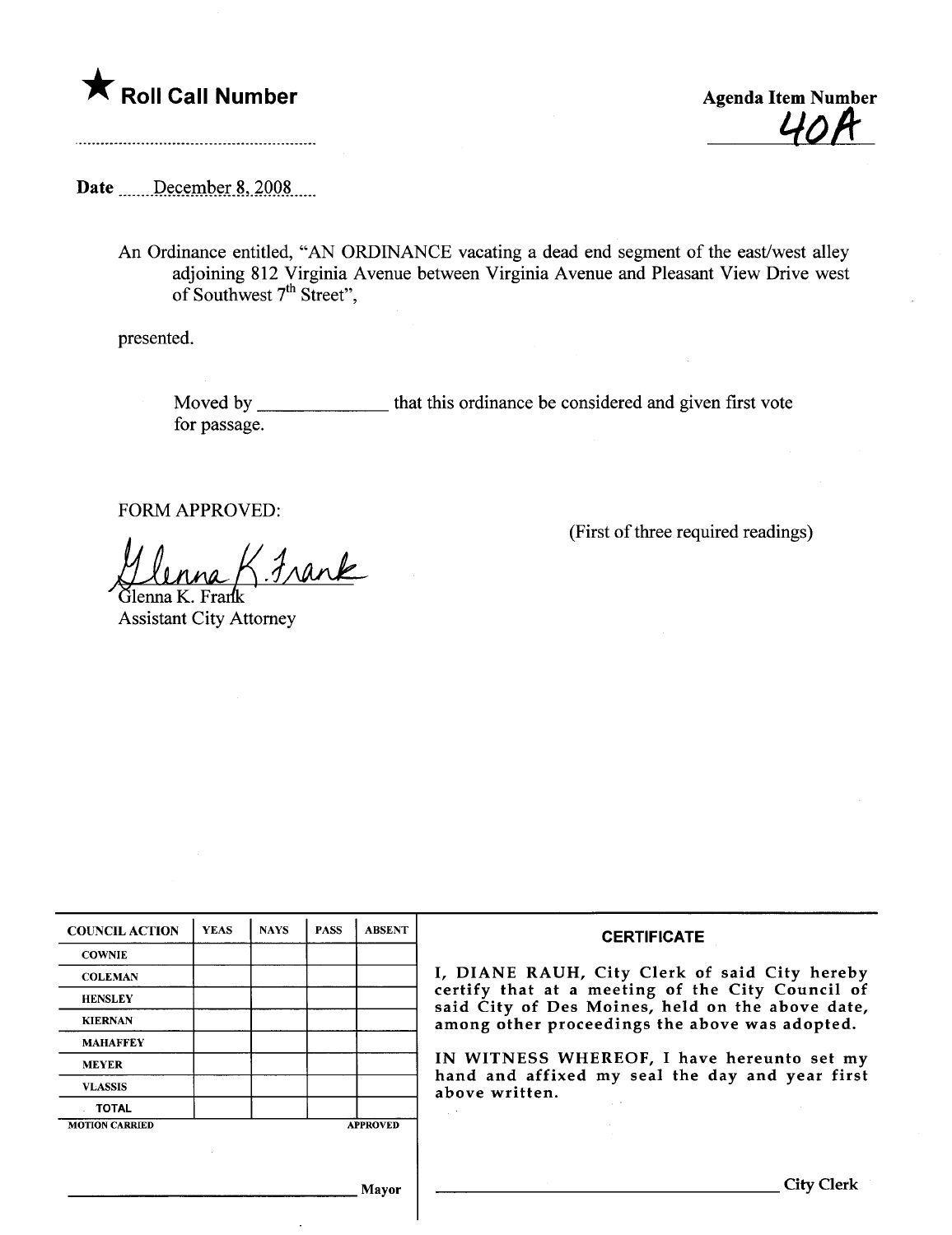★ **Roll Call Number**

**Agenda Item Number**
40A

Date December 8, 2008

An Ordinance entitled, "AN ORDINANCE vacating a dead end segment of the east/west alley adjoining 812 Virginia Avenue between Virginia Avenue and Pleasant View Drive west of Southwest 7th Street",

presented.

Moved by ______________ that this ordinance be considered and given first vote for passage.

FORM APPROVED:

(First of three required readings)

Glenna K. Frank
Glenna K. Frank
Assistant City Attorney

| COUNCIL ACTION | YEAS | NAYS | PASS | ABSENT |
|---|---|---|---|---|
| COWNIE | | | | |
| COLEMAN | | | | |
| HENSLEY | | | | |
| KIERNAN | | | | |
| MAHAFFEY | | | | |
| MEYER | | | | |
| VLASSIS | | | | |
| TOTAL | | | | |
| MOTION CARRIED | | | | APPROVED |

______________________________ Mayor

**CERTIFICATE**

I, DIANE RAUH, City Clerk of said City hereby certify that at a meeting of the City Council of said City of Des Moines, held on the above date, among other proceedings the above was adopted.

IN WITNESS WHEREOF, I have hereunto set my hand and affixed my seal the day and year first above written.

______________________________ City Clerk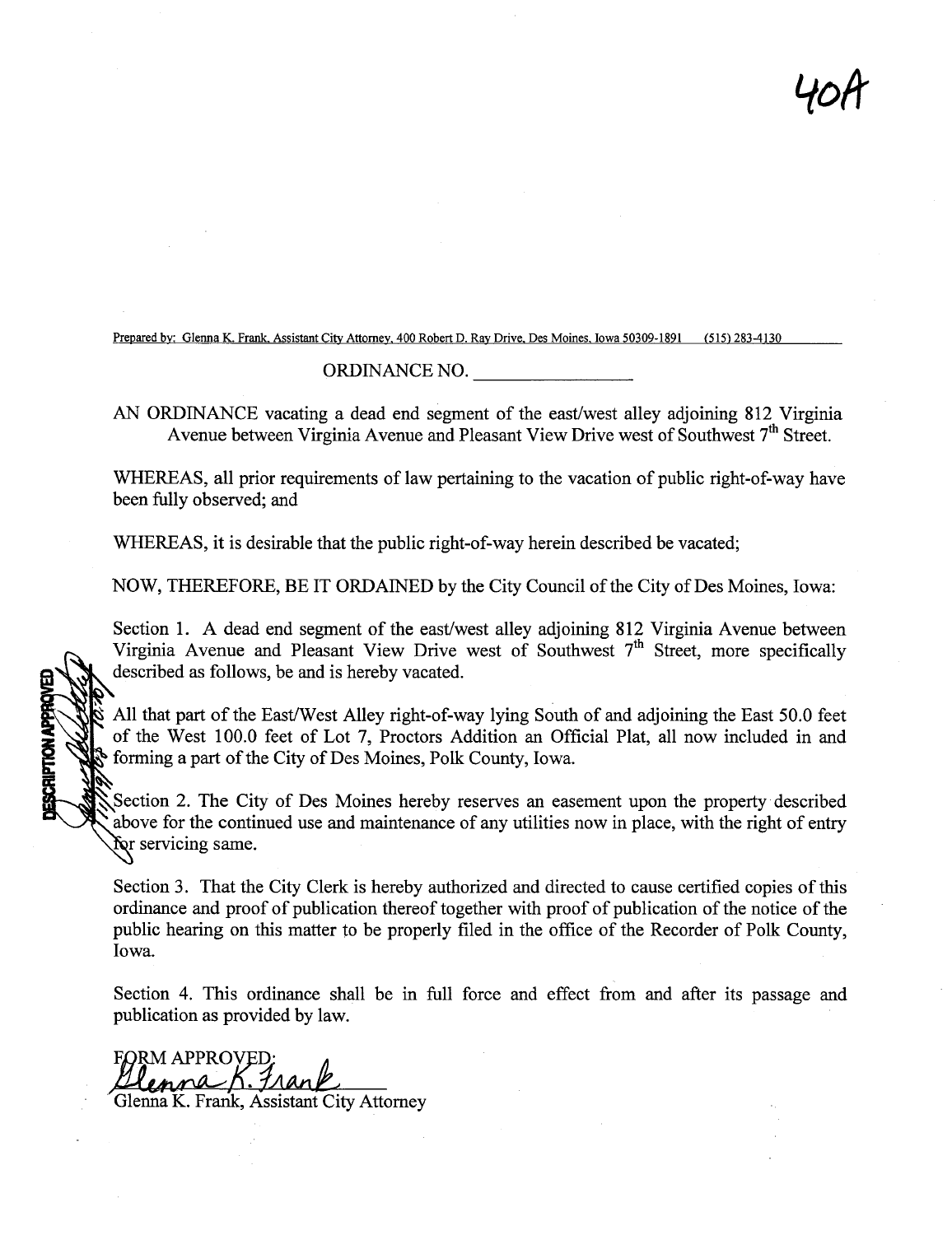40A

Prepared by: Glenna K. Frank, Assistant City Attorney, 400 Robert D. Ray Drive, Des Moines, Iowa 50309-1891 (515) 283-4130

ORDINANCE NO. ________________

AN ORDINANCE vacating a dead end segment of the east/west alley adjoining 812 Virginia Avenue between Virginia Avenue and Pleasant View Drive west of Southwest 7th Street.

WHEREAS, all prior requirements of law pertaining to the vacation of public right-of-way have been fully observed; and

WHEREAS, it is desirable that the public right-of-way herein described be vacated;

NOW, THEREFORE, BE IT ORDAINED by the City Council of the City of Des Moines, Iowa:

Section 1. A dead end segment of the east/west alley adjoining 812 Virginia Avenue between Virginia Avenue and Pleasant View Drive west of Southwest 7th Street, more specifically described as follows, be and is hereby vacated.

All that part of the East/West Alley right-of-way lying South of and adjoining the East 50.0 feet of the West 100.0 feet of Lot 7, Proctors Addition an Official Plat, all now included in and forming a part of the City of Des Moines, Polk County, Iowa.

DESCRIPTION APPROVED

Section 2. The City of Des Moines hereby reserves an easement upon the property described above for the continued use and maintenance of any utilities now in place, with the right of entry for servicing same.

Section 3. That the City Clerk is hereby authorized and directed to cause certified copies of this ordinance and proof of publication thereof together with proof of publication of the notice of the public hearing on this matter to be properly filed in the office of the Recorder of Polk County, Iowa.

Section 4. This ordinance shall be in full force and effect from and after its passage and publication as provided by law.

FORM APPROVED:

Glenna K. Frank

Glenna K. Frank, Assistant City Attorney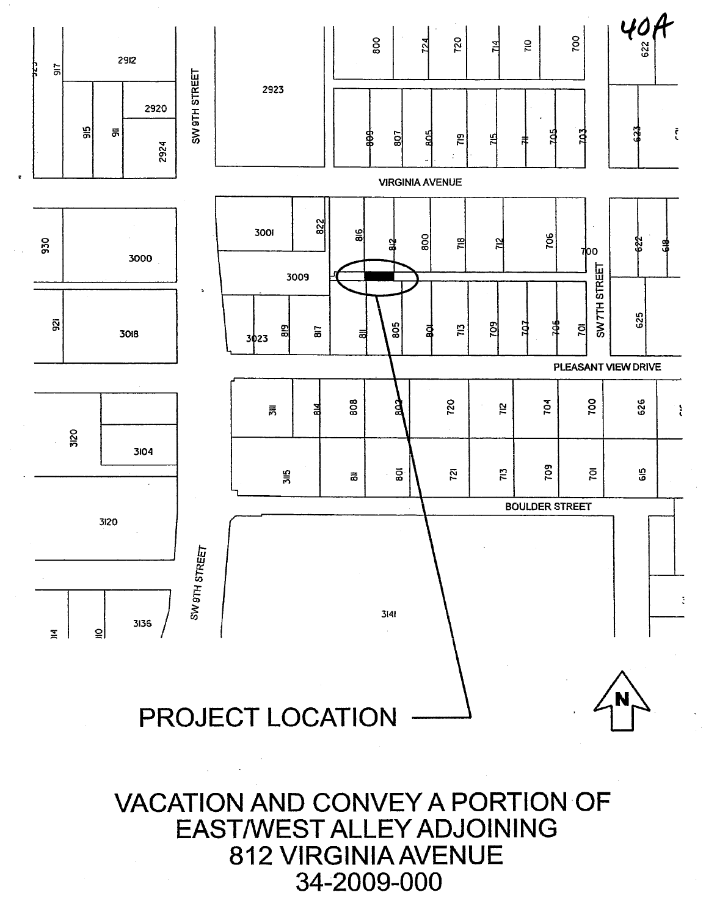40A

SW 9TH STREET

VIRGINIA AVENUE

SW 7TH STREET

PLEASANT VIEW DRIVE

BOULDER STREET

SW 9TH STREET

PROJECT LOCATION

N

# VACATION AND CONVEY A PORTION OF EAST/WEST ALLEY ADJOINING 812 VIRGINIA AVENUE 34-2009-000